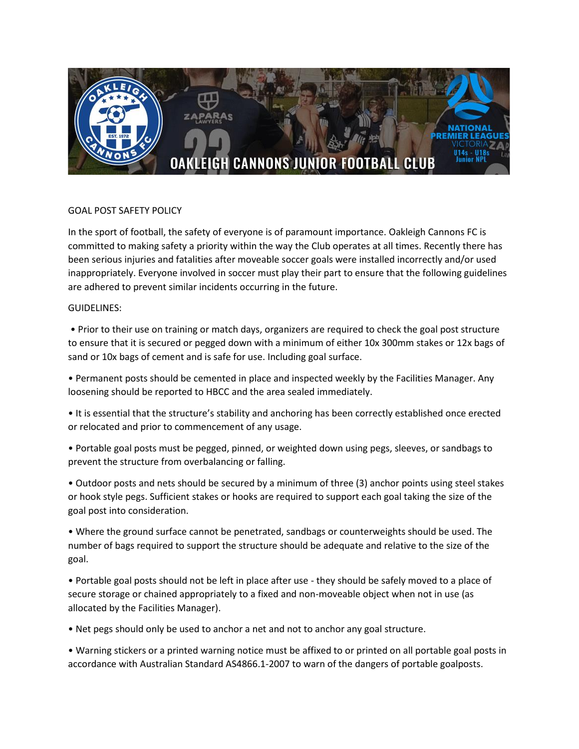# OAKLEIGH CANNONS JUNIOR FOOTBALL CLUB

## GOAL POST SAFETY POLICY

In the sport of football, the safety of everyone is of paramount importance. Oakleigh Cannons FC is committed to making safety a priority within the way the Club operates at all times. Recently there has been serious injuries and fatalities after moveable soccer goals were installed incorrectly and/or used inappropriately. Everyone involved in soccer must play their part to ensure that the following guidelines are adhered to prevent similar incidents occurring in the future.

GUIDELINES:

- Prior to their use on training or match days, organizers are required to check the goal post structure to ensure that it is secured or pegged down with a minimum of either 10x 300mm stakes or 12x bags of sand or 10x bags of cement and is safe for use. Including goal surface.
- Permanent posts should be cemented in place and inspected weekly by the Facilities Manager. Any loosening should be reported to HBCC and the area sealed immediately.
- It is essential that the structure's stability and anchoring has been correctly established once erected or relocated and prior to commencement of any usage.
- Portable goal posts must be pegged, pinned, or weighted down using pegs, sleeves, or sandbags to prevent the structure from overbalancing or falling.
- Outdoor posts and nets should be secured by a minimum of three (3) anchor points using steel stakes or hook style pegs. Sufficient stakes or hooks are required to support each goal taking the size of the goal post into consideration.
- Where the ground surface cannot be penetrated, sandbags or counterweights should be used. The number of bags required to support the structure should be adequate and relative to the size of the goal.
- Portable goal posts should not be left in place after use - they should be safely moved to a place of secure storage or chained appropriately to a fixed and non-moveable object when not in use (as allocated by the Facilities Manager).
- Net pegs should only be used to anchor a net and not to anchor any goal structure.
- Warning stickers or a printed warning notice must be affixed to or printed on all portable goal posts in accordance with Australian Standard AS4866.1-2007 to warn of the dangers of portable goalposts.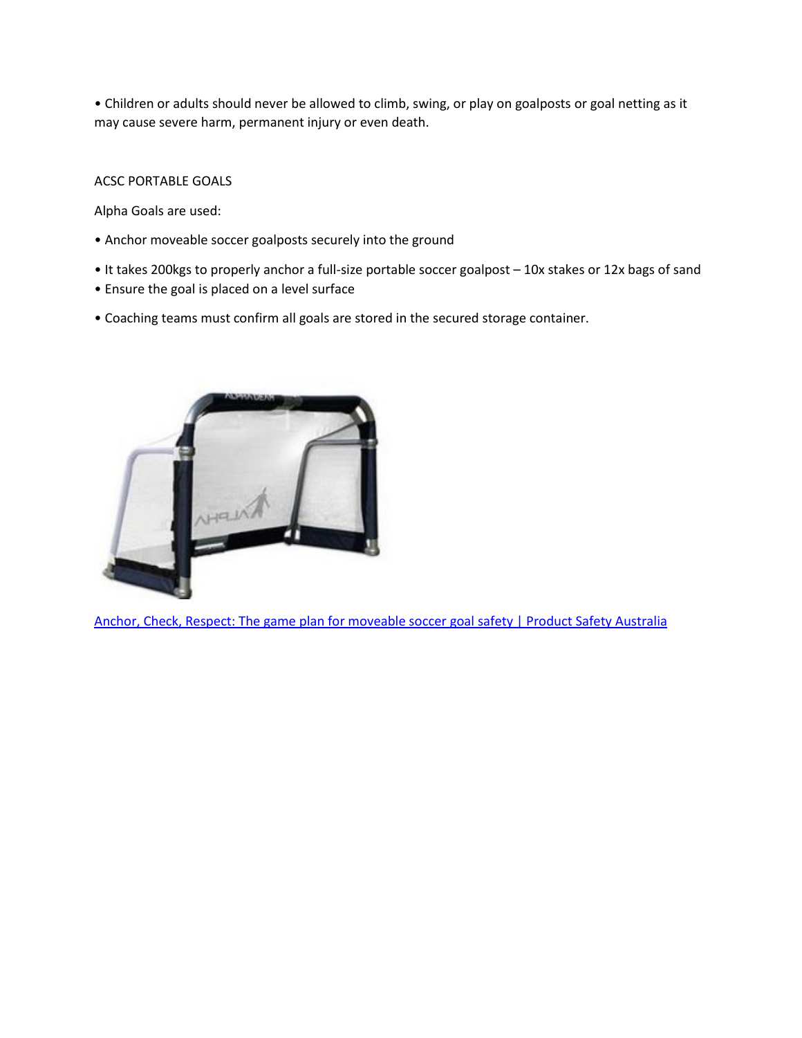• Children or adults should never be allowed to climb, swing, or play on goalposts or goal netting as it may cause severe harm, permanent injury or even death.

ACSC PORTABLE GOALS

Alpha Goals are used:

• Anchor moveable soccer goalposts securely into the ground

• It takes 200kgs to properly anchor a full-size portable soccer goalpost – 10x stakes or 12x bags of sand

• Ensure the goal is placed on a level surface

• Coaching teams must confirm all goals are stored in the secured storage container.

Anchor, Check, Respect: The game plan for moveable soccer goal safety | Product Safety Australia